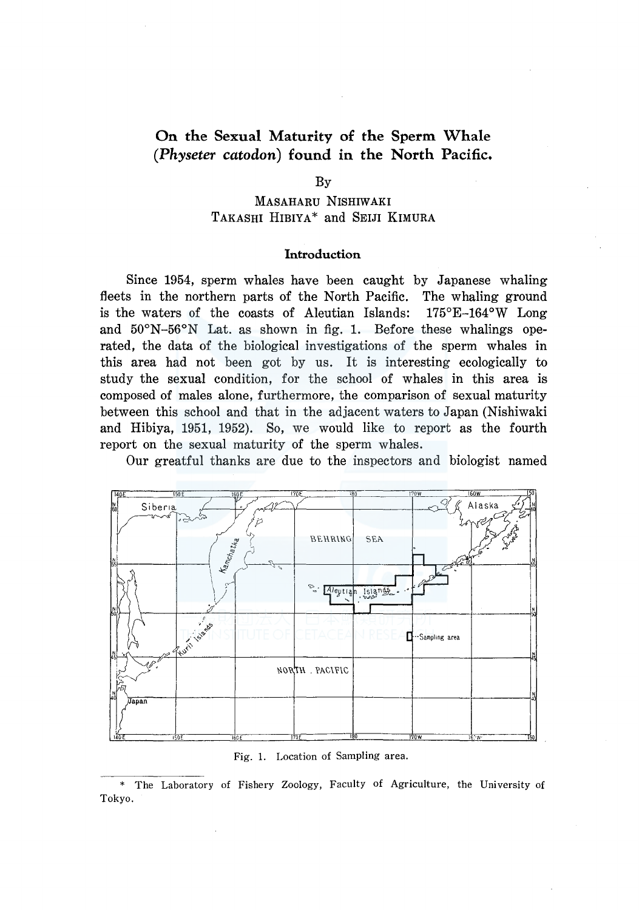# On the Sexual Maturity of the Sperm Whale (*Physeter catodon*) found in the North Pacific.

By

MASAHARU NISHIWAKI
TAKASHI HIBIYA* and SEIJI KIMURA

## Introduction

Since 1954, sperm whales have been caught by Japanese whaling fleets in the northern parts of the North Pacific. The whaling ground is the waters of the coasts of Aleutian Islands: 175°E–164°W Long and 50°N–56°N Lat. as shown in fig. 1. Before these whalings operated, the data of the biological investigations of the sperm whales in this area had not been got by us. It is interesting ecologically to study the sexual condition, for the school of whales in this area is composed of males alone, furthermore, the comparison of sexual maturity between this school and that in the adjacent waters to Japan (Nishiwaki and Hibiya, 1951, 1952). So, we would like to report as the fourth report on the sexual maturity of the sperm whales.

Our greatful thanks are due to the inspectors and biologist named

Fig. 1. Location of Sampling area.

\* The Laboratory of Fishery Zoology, Faculty of Agriculture, the University of Tokyo.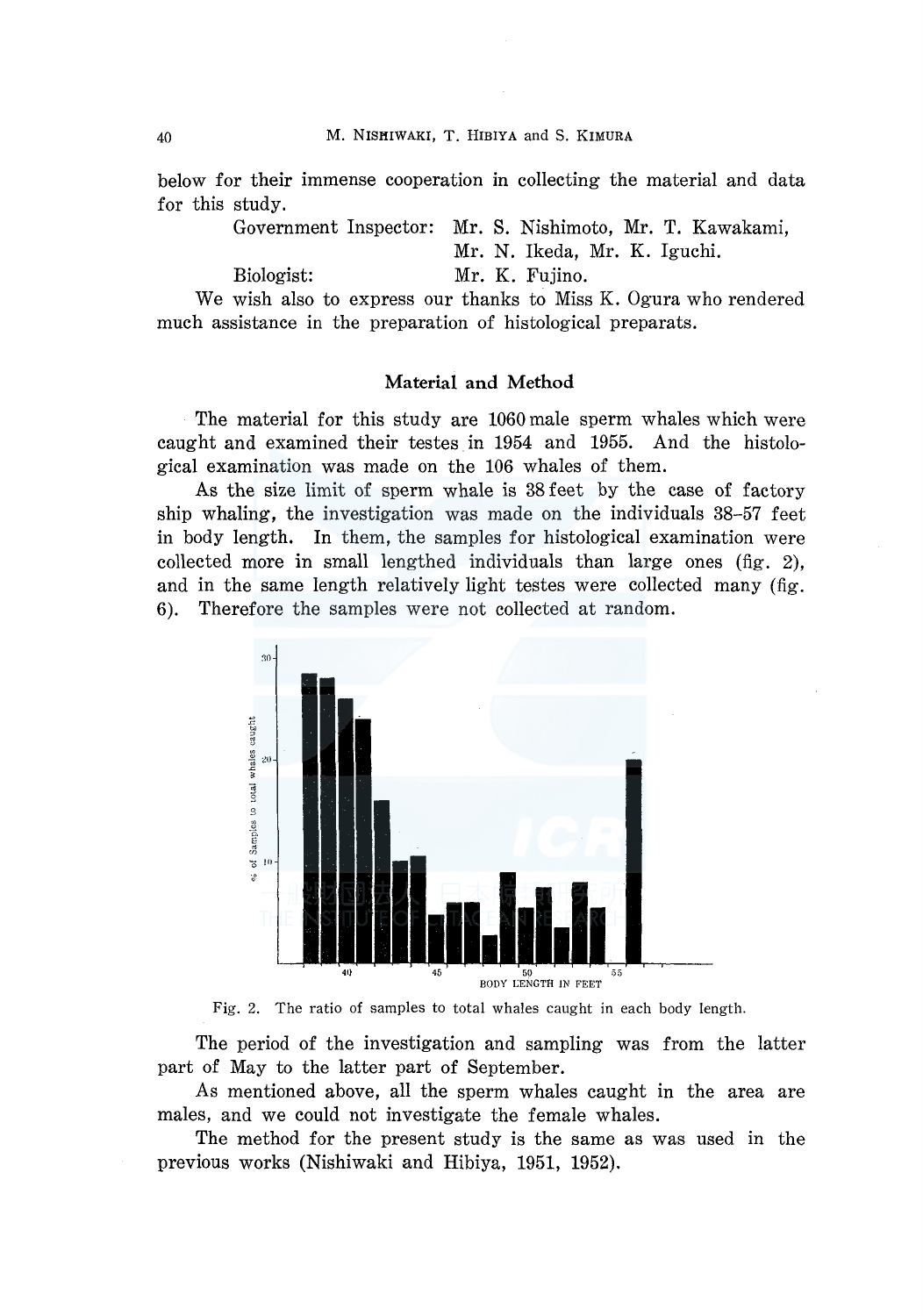below for their immense cooperation in collecting the material and data for this study.

Government Inspector: Mr. S. Nishimoto, Mr. T. Kawakami, Mr. N. Ikeda, Mr. K. Iguchi.

Biologist: Mr. K. Fujino.

We wish also to express our thanks to Miss K. Ogura who rendered much assistance in the preparation of histological preparats.

## Material and Method

The material for this study are 1060 male sperm whales which were caught and examined their testes in 1954 and 1955. And the histological examination was made on the 106 whales of them.

As the size limit of sperm whale is 38 feet by the case of factory ship whaling, the investigation was made on the individuals 38–57 feet in body length. In them, the samples for histological examination were collected more in small lengthed individuals than large ones (fig. 2), and in the same length relatively light testes were collected many (fig. 6). Therefore the samples were not collected at random.

Fig. 2. The ratio of samples to total whales caught in each body length.

The period of the investigation and sampling was from the latter part of May to the latter part of September.

As mentioned above, all the sperm whales caught in the area are males, and we could not investigate the female whales.

The method for the present study is the same as was used in the previous works (Nishiwaki and Hibiya, 1951, 1952).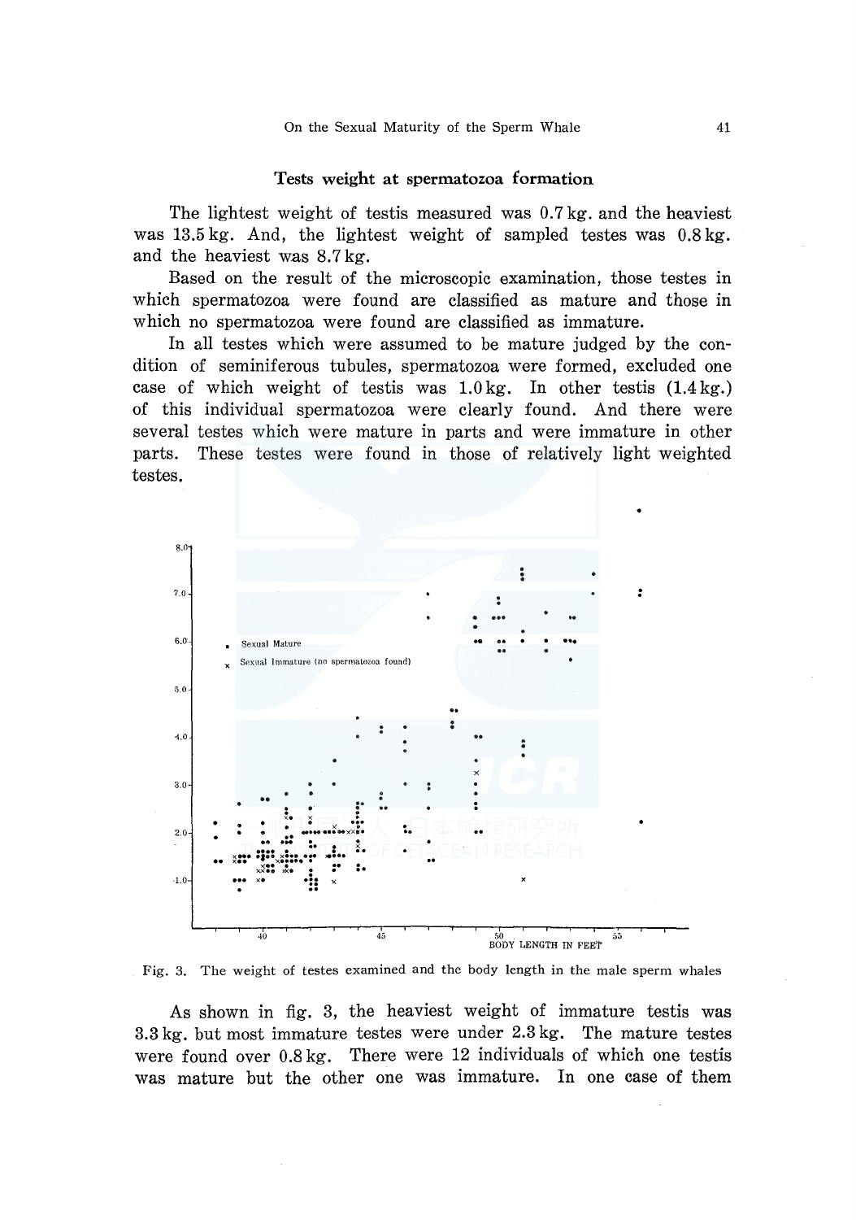### Tests weight at spermatozoa formation

The lightest weight of testis measured was 0.7 kg. and the heaviest was 13.5 kg. And, the lightest weight of sampled testes was 0.8 kg. and the heaviest was 8.7 kg.

Based on the result of the microscopic examination, those testes in which spermatozoa were found are classified as mature and those in which no spermatozoa were found are classified as immature.

In all testes which were assumed to be mature judged by the condition of seminiferous tubules, spermatozoa were formed, excluded one case of which weight of testis was 1.0 kg. In other testis (1.4 kg.) of this individual spermatozoa were clearly found. And there were several testes which were mature in parts and were immature in other parts. These testes were found in those of relatively light weighted testes.

Fig. 3. The weight of testes examined and the body length in the male sperm whales

As shown in fig. 3, the heaviest weight of immature testis was 3.3 kg. but most immature testes were under 2.3 kg. The mature testes were found over 0.8 kg. There were 12 individuals of which one testis was mature but the other one was immature. In one case of them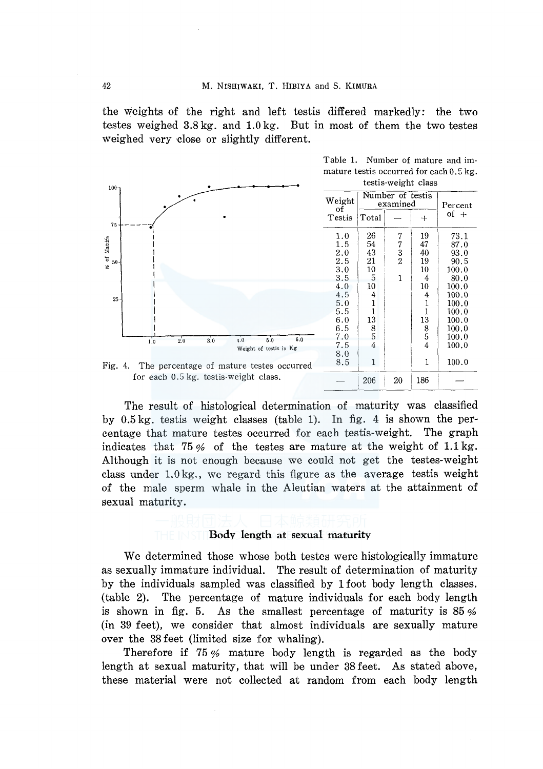the weights of the right and left testis differed markedly: the two testes weighed 3.8 kg. and 1.0 kg. But in most of them the two testes weighed very close or slightly different.

Fig. 4. The percentage of mature testes occurred for each 0.5 kg. testis-weight class.

Table 1. Number of mature and immature testis occurred for each 0.5 kg. testis-weight class

| Weight of Testis | Number of testis examined | | | Percent of + |
|---|---|---|---|---|
| | Total | − | + | |
| 1.0 | 26 | 7 | 19 | 73.1 |
| 1.5 | 54 | 7 | 47 | 87.0 |
| 2.0 | 43 | 3 | 40 | 93.0 |
| 2.5 | 21 | 2 | 19 | 90.5 |
| 3.0 | 10 | | 10 | 100.0 |
| 3.5 | 5 | 1 | 4 | 80.0 |
| 4.0 | 10 | | 10 | 100.0 |
| 4.5 | 4 | | 4 | 100.0 |
| 5.0 | 1 | | 1 | 100.0 |
| 5.5 | 1 | | 1 | 100.0 |
| 6.0 | 13 | | 13 | 100.0 |
| 6.5 | 8 | | 8 | 100.0 |
| 7.0 | 5 | | 5 | 100.0 |
| 7.5 | 4 | | 4 | 100.0 |
| 8.0 | | | | |
| 8.5 | 1 | | 1 | 100.0 |
| — | 206 | 20 | 186 | — |

The result of histological determination of maturity was classified by 0.5 kg. testis weight classes (table 1). In fig. 4 is shown the percentage that mature testes occurred for each testis-weight. The graph indicates that 75 % of the testes are mature at the weight of 1.1 kg. Although it is not enough because we could not get the testes-weight class under 1.0 kg., we regard this figure as the average testis weight of the male sperm whale in the Aleutian waters at the attainment of sexual maturity.

## Body length at sexual maturity

We determined those whose both testes were histologically immature as sexually immature individual. The result of determination of maturity by the individuals sampled was classified by 1 foot body length classes. (table 2). The percentage of mature individuals for each body length is shown in fig. 5. As the smallest percentage of maturity is 85 % (in 39 feet), we consider that almost individuals are sexually mature over the 38 feet (limited size for whaling).

Therefore if 75 % mature body length is regarded as the body length at sexual maturity, that will be under 38 feet. As stated above, these material were not collected at random from each body length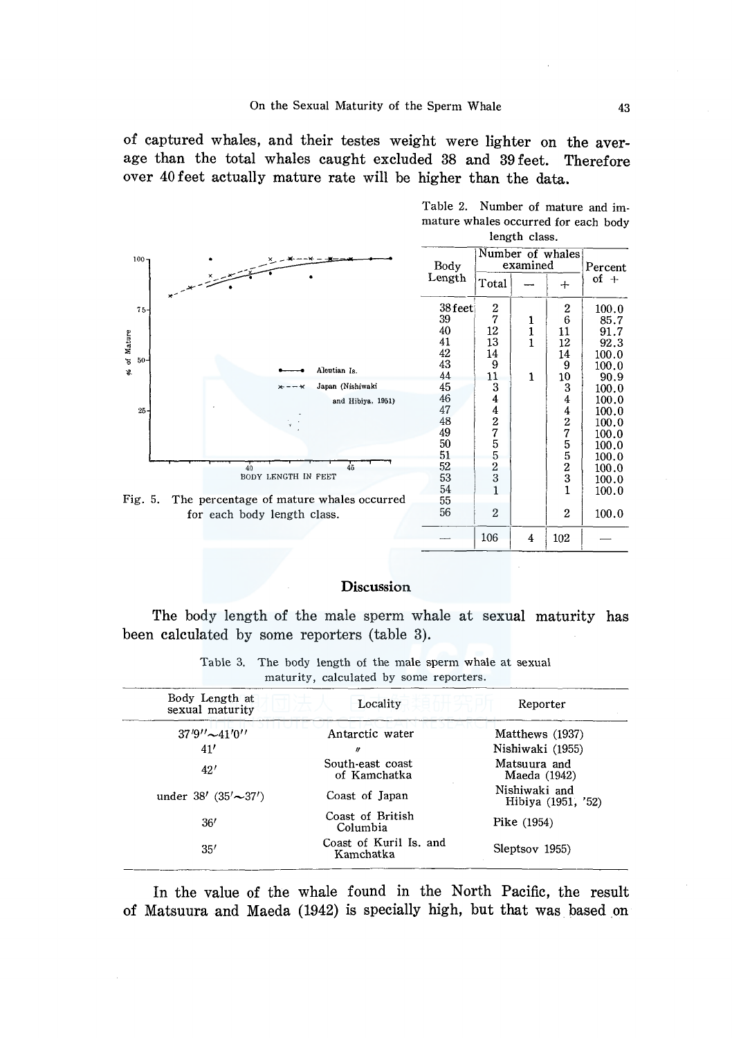of captured whales, and their testes weight were lighter on the average than the total whales caught excluded 38 and 39 feet. Therefore over 40 feet actually mature rate will be higher than the data.

Fig. 5. The percentage of mature whales occurred for each body length class.

Table 2. Number of mature and immature whales occurred for each body length class.

| Body Length | Number of whales examined | | | Percent of + |
|---|---|---|---|---|
| | Total | − | + | |
| 38 feet | 2 | | 2 | 100.0 |
| 39 | 7 | 1 | 6 | 85.7 |
| 40 | 12 | 1 | 11 | 91.7 |
| 41 | 13 | 1 | 12 | 92.3 |
| 42 | 14 | | 14 | 100.0 |
| 43 | 9 | | 9 | 100.0 |
| 44 | 11 | 1 | 10 | 90.9 |
| 45 | 3 | | 3 | 100.0 |
| 46 | 4 | | 4 | 100.0 |
| 47 | 4 | | 4 | 100.0 |
| 48 | 2 | | 2 | 100.0 |
| 49 | 7 | | 7 | 100.0 |
| 50 | 5 | | 5 | 100.0 |
| 51 | 5 | | 5 | 100.0 |
| 52 | 2 | | 2 | 100.0 |
| 53 | 3 | | 3 | 100.0 |
| 54 | 1 | | 1 | 100.0 |
| 55 | | | | |
| 56 | 2 | | 2 | 100.0 |
| — | 106 | 4 | 102 | — |

## Discussion

The body length of the male sperm whale at sexual maturity has been calculated by some reporters (table 3).

Table 3. The body length of the male sperm whale at sexual maturity, calculated by some reporters.

| Body Length at sexual maturity | Locality | Reporter |
|---|---|---|
| 37′9″〜41′0″ | Antarctic water | Matthews (1937) |
| 41′ | 〃 | Nishiwaki (1955) |
| 42′ | South-east coast of Kamchatka | Matsuura and Maeda (1942) |
| under 38′ (35′〜37′) | Coast of Japan | Nishiwaki and Hibiya (1951, '52) |
| 36′ | Coast of British Columbia | Pike (1954) |
| 35′ | Coast of Kuril Is. and Kamchatka | Sleptsov 1955) |

In the value of the whale found in the North Pacific, the result of Matsuura and Maeda (1942) is specially high, but that was based on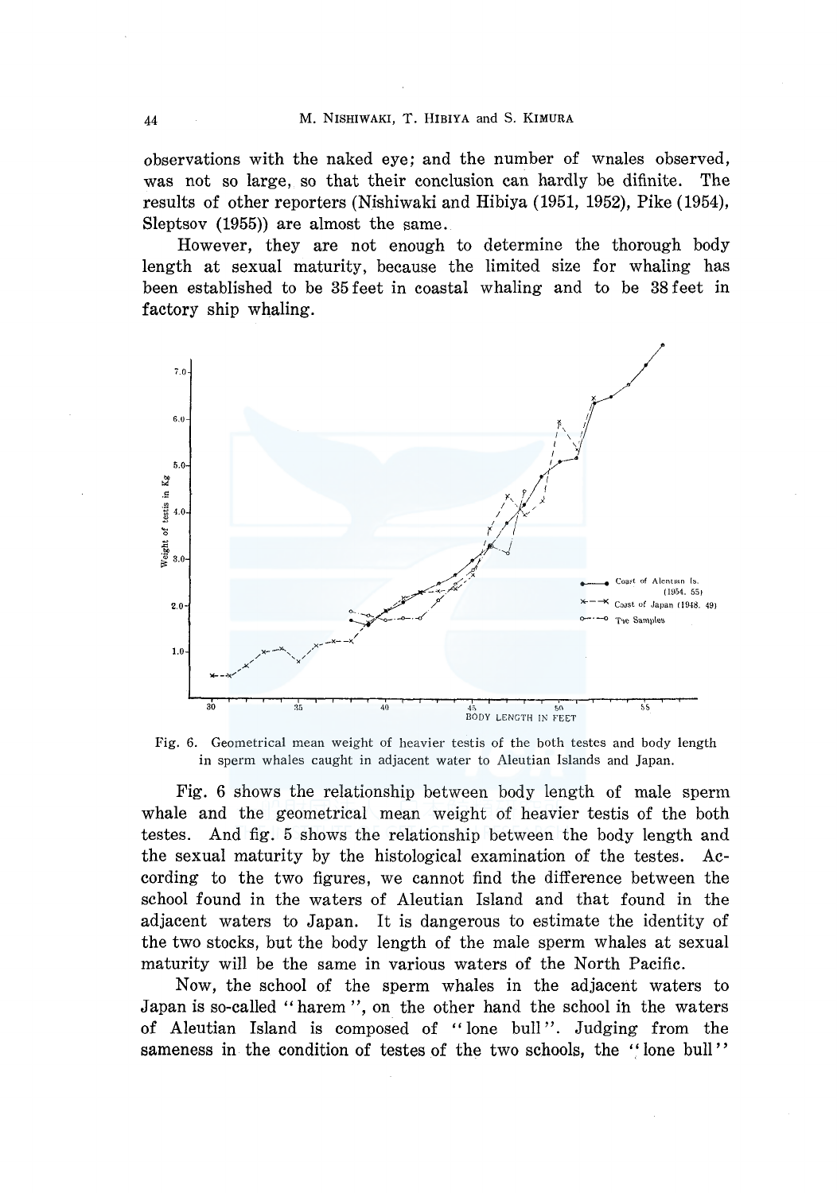observations with the naked eye; and the number of wnales observed, was not so large, so that their conclusion can hardly be difinite. The results of other reporters (Nishiwaki and Hibiya (1951, 1952), Pike (1954), Sleptsov (1955)) are almost the same.

However, they are not enough to determine the thorough body length at sexual maturity, because the limited size for whaling has been established to be 35 feet in coastal whaling and to be 38 feet in factory ship whaling.

Fig. 6. Geometrical mean weight of heavier testis of the both testes and body length in sperm whales caught in adjacent water to Aleutian Islands and Japan.

Fig. 6 shows the relationship between body length of male sperm whale and the geometrical mean weight of heavier testis of the both testes. And fig. 5 shows the relationship between the body length and the sexual maturity by the histological examination of the testes. According to the two figures, we cannot find the difference between the school found in the waters of Aleutian Island and that found in the adjacent waters to Japan. It is dangerous to estimate the identity of the two stocks, but the body length of the male sperm whales at sexual maturity will be the same in various waters of the North Pacific.

Now, the school of the sperm whales in the adjacent waters to Japan is so-called "harem", on the other hand the school in the waters of Aleutian Island is composed of "lone bull". Judging from the sameness in the condition of testes of the two schools, the "lone bull"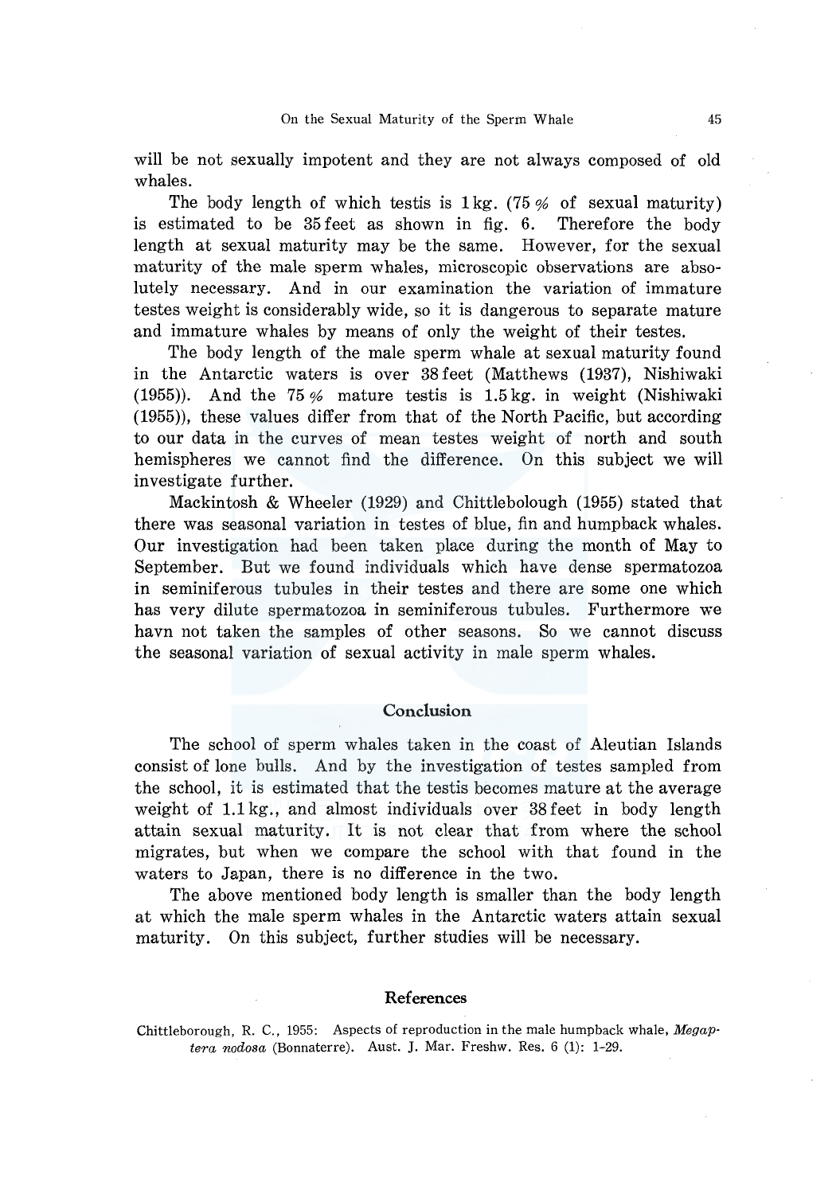will be not sexually impotent and they are not always composed of old whales.

The body length of which testis is 1 kg. (75 % of sexual maturity) is estimated to be 35 feet as shown in fig. 6. Therefore the body length at sexual maturity may be the same. However, for the sexual maturity of the male sperm whales, microscopic observations are absolutely necessary. And in our examination the variation of immature testes weight is considerably wide, so it is dangerous to separate mature and immature whales by means of only the weight of their testes.

The body length of the male sperm whale at sexual maturity found in the Antarctic waters is over 38 feet (Matthews (1937), Nishiwaki (1955)). And the 75 % mature testis is 1.5 kg. in weight (Nishiwaki (1955)), these values differ from that of the North Pacific, but according to our data in the curves of mean testes weight of north and south hemispheres we cannot find the difference. On this subject we will investigate further.

Mackintosh & Wheeler (1929) and Chittlebolough (1955) stated that there was seasonal variation in testes of blue, fin and humpback whales. Our investigation had been taken place during the month of May to September. But we found individuals which have dense spermatozoa in seminiferous tubules in their testes and there are some one which has very dilute spermatozoa in seminiferous tubules. Furthermore we havn not taken the samples of other seasons. So we cannot discuss the seasonal variation of sexual activity in male sperm whales.

## Conclusion

The school of sperm whales taken in the coast of Aleutian Islands consist of lone bulls. And by the investigation of testes sampled from the school, it is estimated that the testis becomes mature at the average weight of 1.1 kg., and almost individuals over 38 feet in body length attain sexual maturity. It is not clear that from where the school migrates, but when we compare the school with that found in the waters to Japan, there is no difference in the two.

The above mentioned body length is smaller than the body length at which the male sperm whales in the Antarctic waters attain sexual maturity. On this subject, further studies will be necessary.

## References

Chittleborough, R. C., 1955: Aspects of reproduction in the male humpback whale, *Megaptera nodosa* (Bonnaterre). Aust. J. Mar. Freshw. Res. 6 (1): 1-29.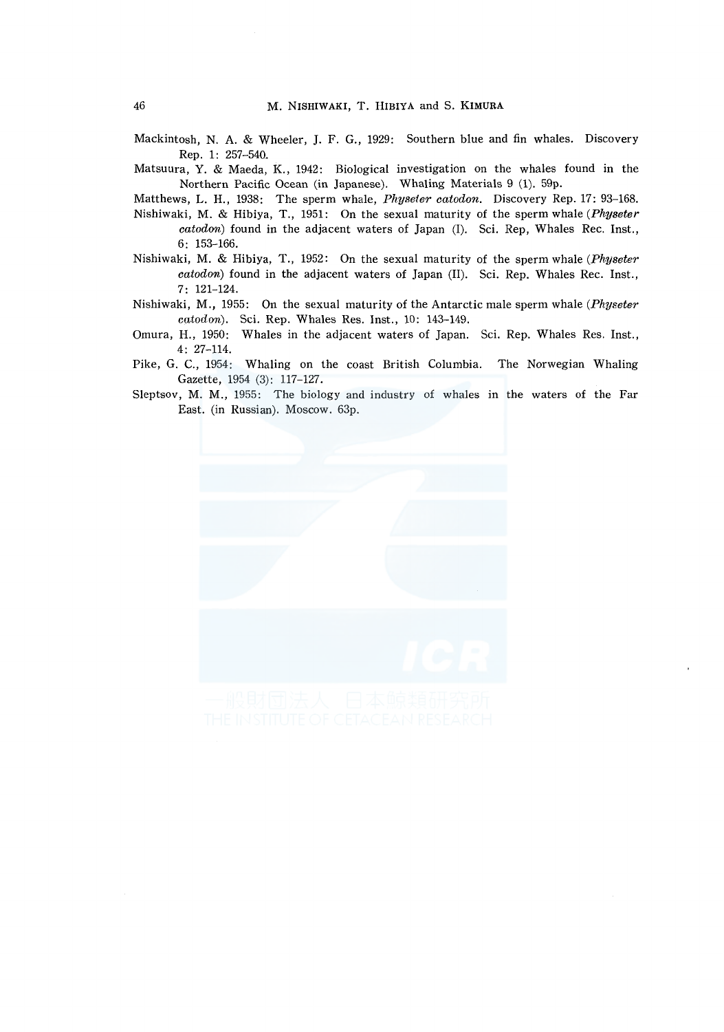Mackintosh, N. A. & Wheeler, J. F. G., 1929: Southern blue and fin whales. Discovery Rep. 1: 257–540.

Matsuura, Y. & Maeda, K., 1942: Biological investigation on the whales found in the Northern Pacific Ocean (in Japanese). Whaling Materials 9 (1). 59p.

Matthews, L. H., 1938: The sperm whale, *Physeter catodon*. Discovery Rep. 17: 93–168.

Nishiwaki, M. & Hibiya, T., 1951: On the sexual maturity of the sperm whale (*Physeter catodon*) found in the adjacent waters of Japan (I). Sci. Rep, Whales Rec. Inst., 6: 153–166.

Nishiwaki, M. & Hibiya, T., 1952: On the sexual maturity of the sperm whale (*Physeter catodon*) found in the adjacent waters of Japan (II). Sci. Rep. Whales Rec. Inst., 7: 121–124.

Nishiwaki, M., 1955: On the sexual maturity of the Antarctic male sperm whale (*Physeter catodon*). Sci. Rep. Whales Res. Inst., 10: 143–149.

Omura, H., 1950: Whales in the adjacent waters of Japan. Sci. Rep. Whales Res. Inst., 4: 27–114.

Pike, G. C., 1954: Whaling on the coast British Columbia. The Norwegian Whaling Gazette, 1954 (3): 117–127.

Sleptsov, M. M., 1955: The biology and industry of whales in the waters of the Far East. (in Russian). Moscow. 63p.